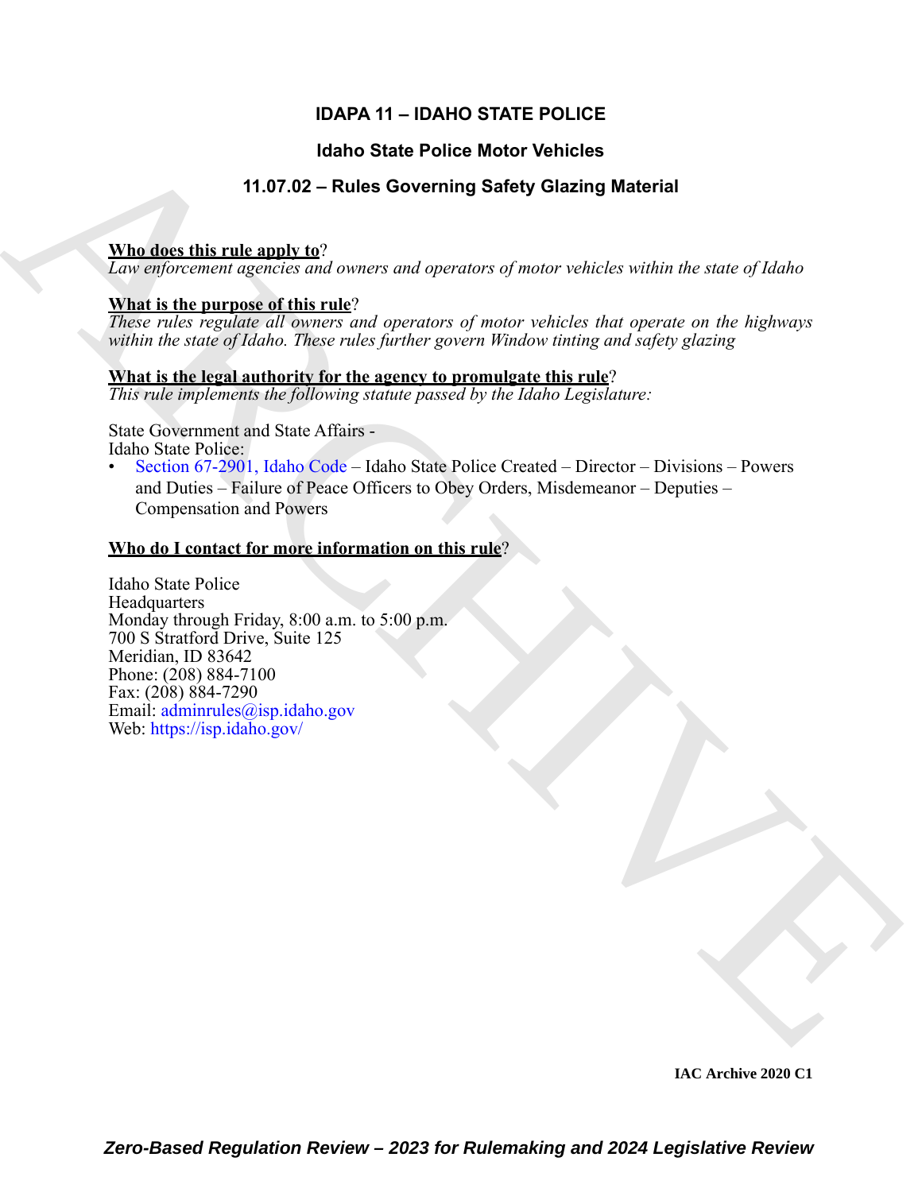# IDAPA 11 – IDAHO STATE POLICE

## Idaho State Police Motor Vehicles

## 11.07.02 – Rules Governing Safety Glazing Material

**Who does this rule apply to**?

*Law enforcement agencies and owners and operators of motor vehicles within the state of Idaho*

**What is the purpose of this rule**?

*These rules regulate all owners and operators of motor vehicles that operate on the highways within the state of Idaho. These rules further govern Window tinting and safety glazing*

**What is the legal authority for the agency to promulgate this rule**?

*This rule implements the following statute passed by the Idaho Legislature:*

State Government and State Affairs -
Idaho State Police:

- Section 67-2901, Idaho Code – Idaho State Police Created – Director – Divisions – Powers and Duties – Failure of Peace Officers to Obey Orders, Misdemeanor – Deputies – Compensation and Powers

**Who do I contact for more information on this rule**?

Idaho State Police
Headquarters
Monday through Friday, 8:00 a.m. to 5:00 p.m.
700 S Stratford Drive, Suite 125
Meridian, ID 83642
Phone: (208) 884-7100
Fax: (208) 884-7290
Email: adminrules@isp.idaho.gov
Web: https://isp.idaho.gov/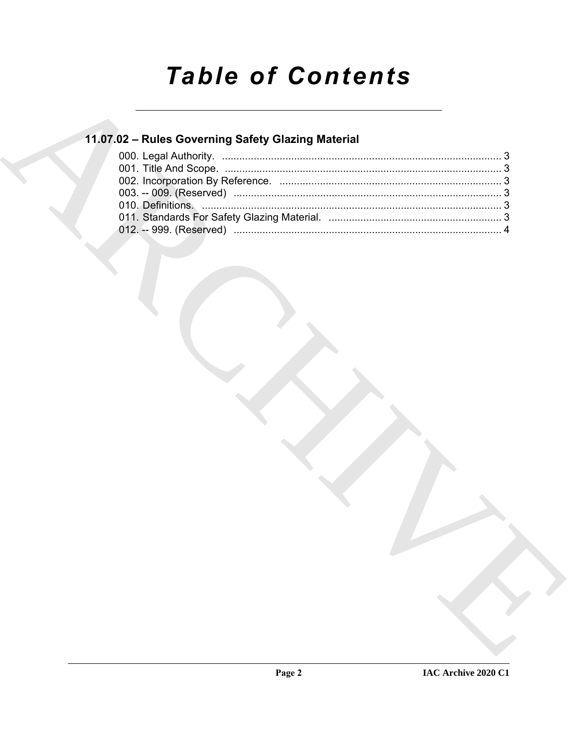# Table of Contents

## 11.07.02 – Rules Governing Safety Glazing Material

000. Legal Authority. ................................................................................................ 3
001. Title And Scope. ................................................................................................ 3
002. Incorporation By Reference. ............................................................................. 3
003. -- 009. (Reserved) ............................................................................................ 3
010. Definitions. ....................................................................................................... 3
011. Standards For Safety Glazing Material. ............................................................ 3
012. -- 999. (Reserved) ............................................................................................ 4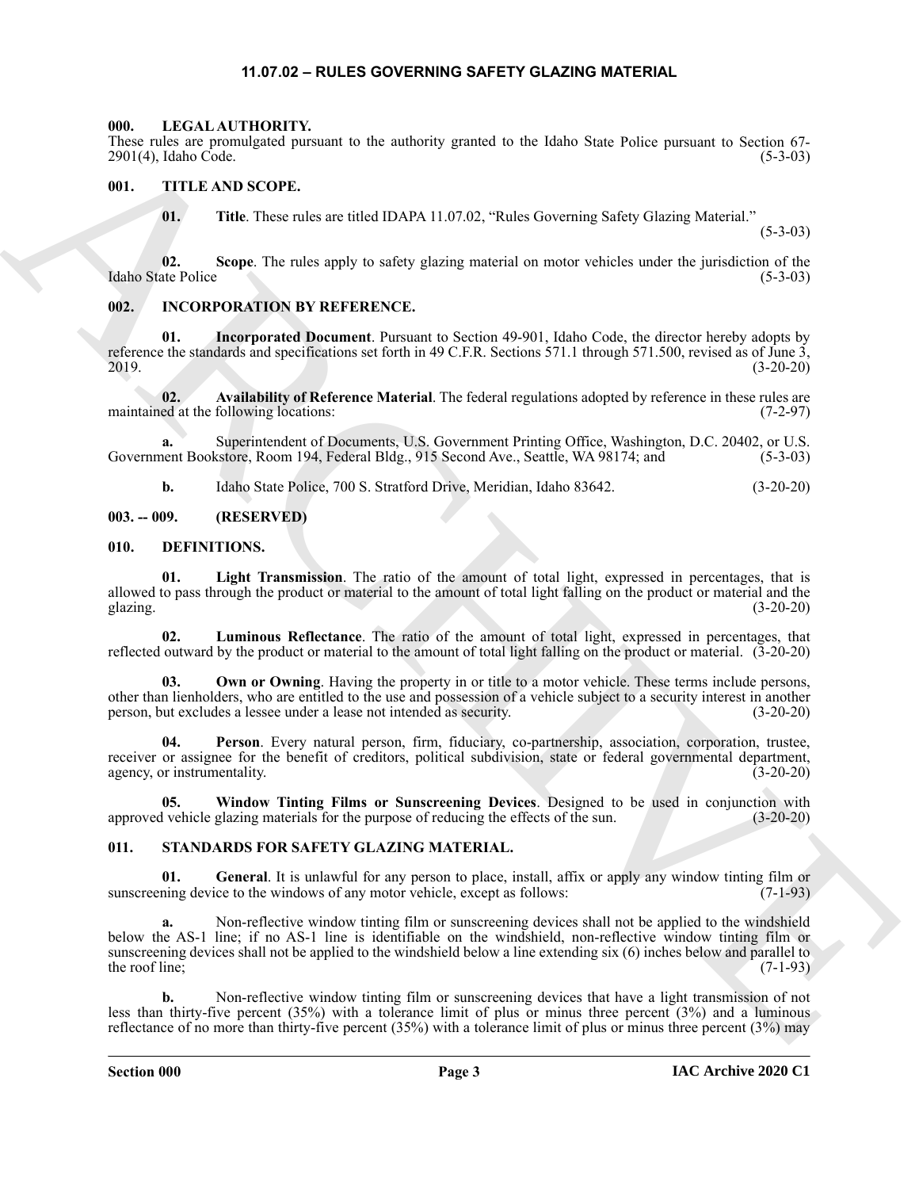## 11.07.02 – RULES GOVERNING SAFETY GLAZING MATERIAL

### 000. LEGAL AUTHORITY.

These rules are promulgated pursuant to the authority granted to the Idaho State Police pursuant to Section 67-2901(4), Idaho Code. (5-3-03)

### 001. TITLE AND SCOPE.

**01. Title**. These rules are titled IDAPA 11.07.02, "Rules Governing Safety Glazing Material." (5-3-03)

**02. Scope**. The rules apply to safety glazing material on motor vehicles under the jurisdiction of the Idaho State Police (5-3-03)

### 002. INCORPORATION BY REFERENCE.

**01. Incorporated Document**. Pursuant to Section 49-901, Idaho Code, the director hereby adopts by reference the standards and specifications set forth in 49 C.F.R. Sections 571.1 through 571.500, revised as of June 3, 2019. (3-20-20)

**02. Availability of Reference Material**. The federal regulations adopted by reference in these rules are maintained at the following locations: (7-2-97)

**a.** Superintendent of Documents, U.S. Government Printing Office, Washington, D.C. 20402, or U.S. Government Bookstore, Room 194, Federal Bldg., 915 Second Ave., Seattle, WA 98174; and (5-3-03)

**b.** Idaho State Police, 700 S. Stratford Drive, Meridian, Idaho 83642. (3-20-20)

### 003. -- 009. (RESERVED)

### 010. DEFINITIONS.

**01. Light Transmission**. The ratio of the amount of total light, expressed in percentages, that is allowed to pass through the product or material to the amount of total light falling on the product or material and the glazing. (3-20-20)

**02. Luminous Reflectance**. The ratio of the amount of total light, expressed in percentages, that reflected outward by the product or material to the amount of total light falling on the product or material. (3-20-20)

**03. Own or Owning**. Having the property in or title to a motor vehicle. These terms include persons, other than lienholders, who are entitled to the use and possession of a vehicle subject to a security interest in another person, but excludes a lessee under a lease not intended as security. (3-20-20)

**04. Person**. Every natural person, firm, fiduciary, co-partnership, association, corporation, trustee, receiver or assignee for the benefit of creditors, political subdivision, state or federal governmental department, agency, or instrumentality. (3-20-20)

**05. Window Tinting Films or Sunscreening Devices**. Designed to be used in conjunction with approved vehicle glazing materials for the purpose of reducing the effects of the sun. (3-20-20)

### 011. STANDARDS FOR SAFETY GLAZING MATERIAL.

**01. General**. It is unlawful for any person to place, install, affix or apply any window tinting film or sunscreening device to the windows of any motor vehicle, except as follows: (7-1-93)

**a.** Non-reflective window tinting film or sunscreening devices shall not be applied to the windshield below the AS-1 line; if no AS-1 line is identifiable on the windshield, non-reflective window tinting film or sunscreening devices shall not be applied to the windshield below a line extending six (6) inches below and parallel to the roof line; (7-1-93)

**b.** Non-reflective window tinting film or sunscreening devices that have a light transmission of not less than thirty-five percent (35%) with a tolerance limit of plus or minus three percent (3%) and a luminous reflectance of no more than thirty-five percent (35%) with a tolerance limit of plus or minus three percent (3%) may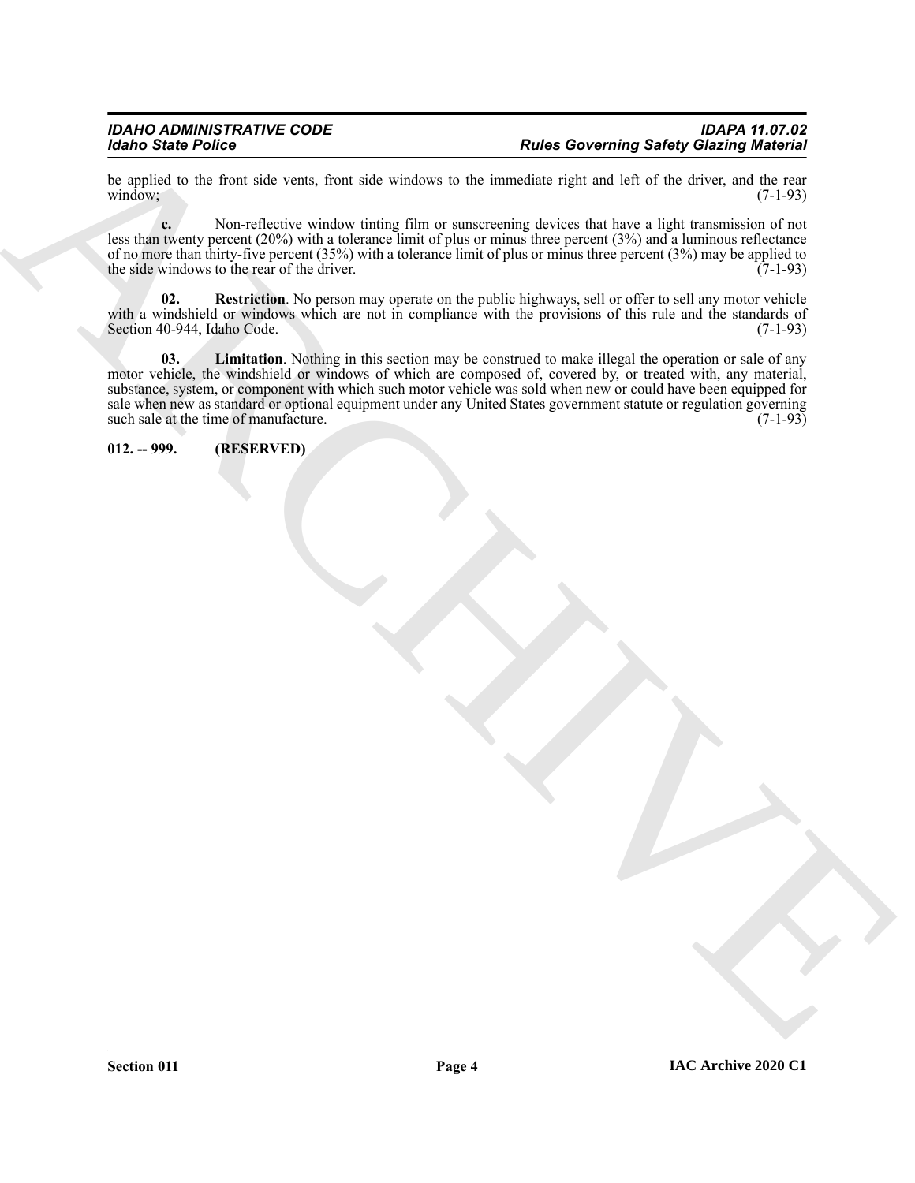be applied to the front side vents, front side windows to the immediate right and left of the driver, and the rear window; (7-1-93)

**c.** Non-reflective window tinting film or sunscreening devices that have a light transmission of not less than twenty percent (20%) with a tolerance limit of plus or minus three percent (3%) and a luminous reflectance of no more than thirty-five percent (35%) with a tolerance limit of plus or minus three percent (3%) may be applied to the side windows to the rear of the driver. (7-1-93)

**02. Restriction**. No person may operate on the public highways, sell or offer to sell any motor vehicle with a windshield or windows which are not in compliance with the provisions of this rule and the standards of Section 40-944, Idaho Code. (7-1-93)

**03. Limitation**. Nothing in this section may be construed to make illegal the operation or sale of any motor vehicle, the windshield or windows of which are composed of, covered by, or treated with, any material, substance, system, or component with which such motor vehicle was sold when new or could have been equipped for sale when new as standard or optional equipment under any United States government statute or regulation governing such sale at the time of manufacture. (7-1-93)

**012. -- 999. (RESERVED)**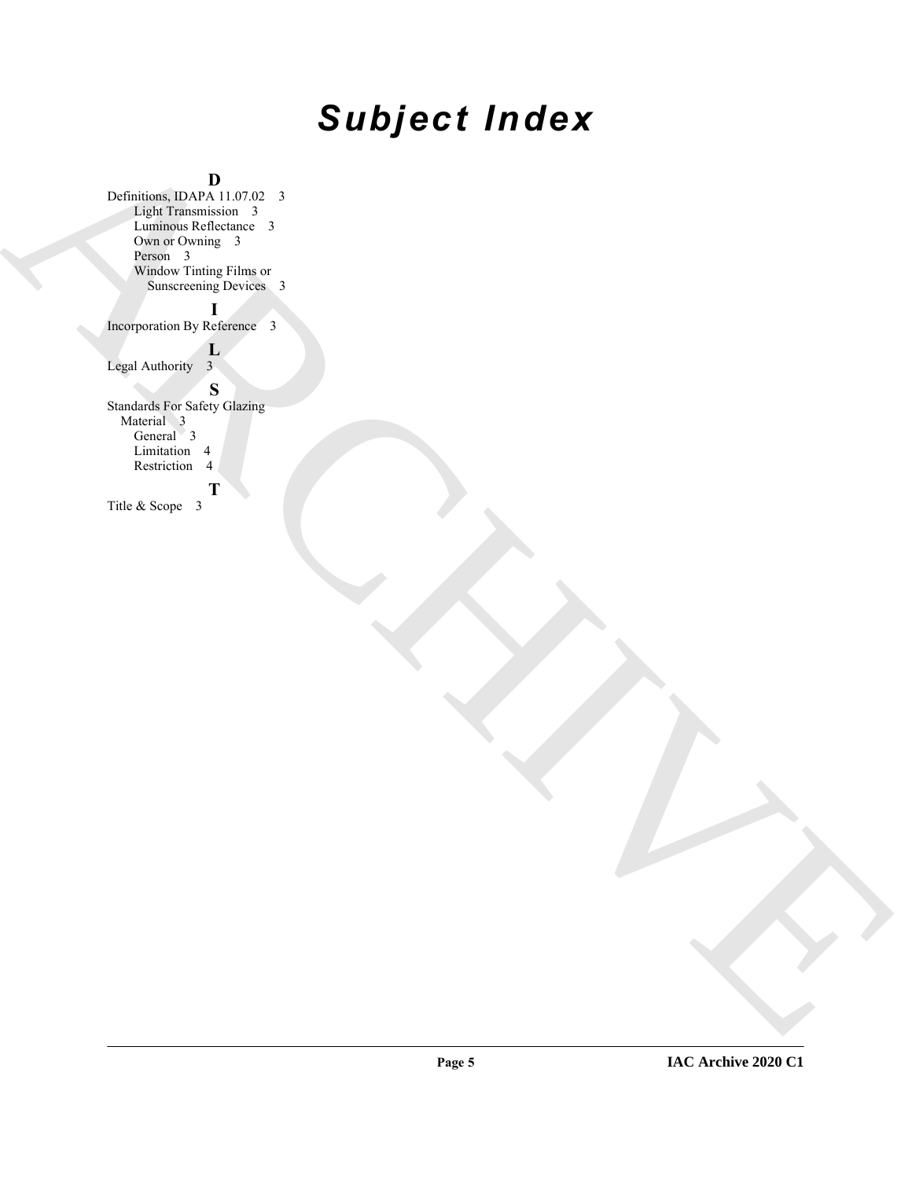# *Subject Index*

**D**

Definitions, IDAPA 11.07.02 3
- Light Transmission 3
- Luminous Reflectance 3
- Own or Owning 3
- Person 3
- Window Tinting Films or Sunscreening Devices 3

**I**

Incorporation By Reference 3

**L**

Legal Authority 3

**S**

Standards For Safety Glazing Material 3
- General 3
- Limitation 4
- Restriction 4

**T**

Title & Scope 3